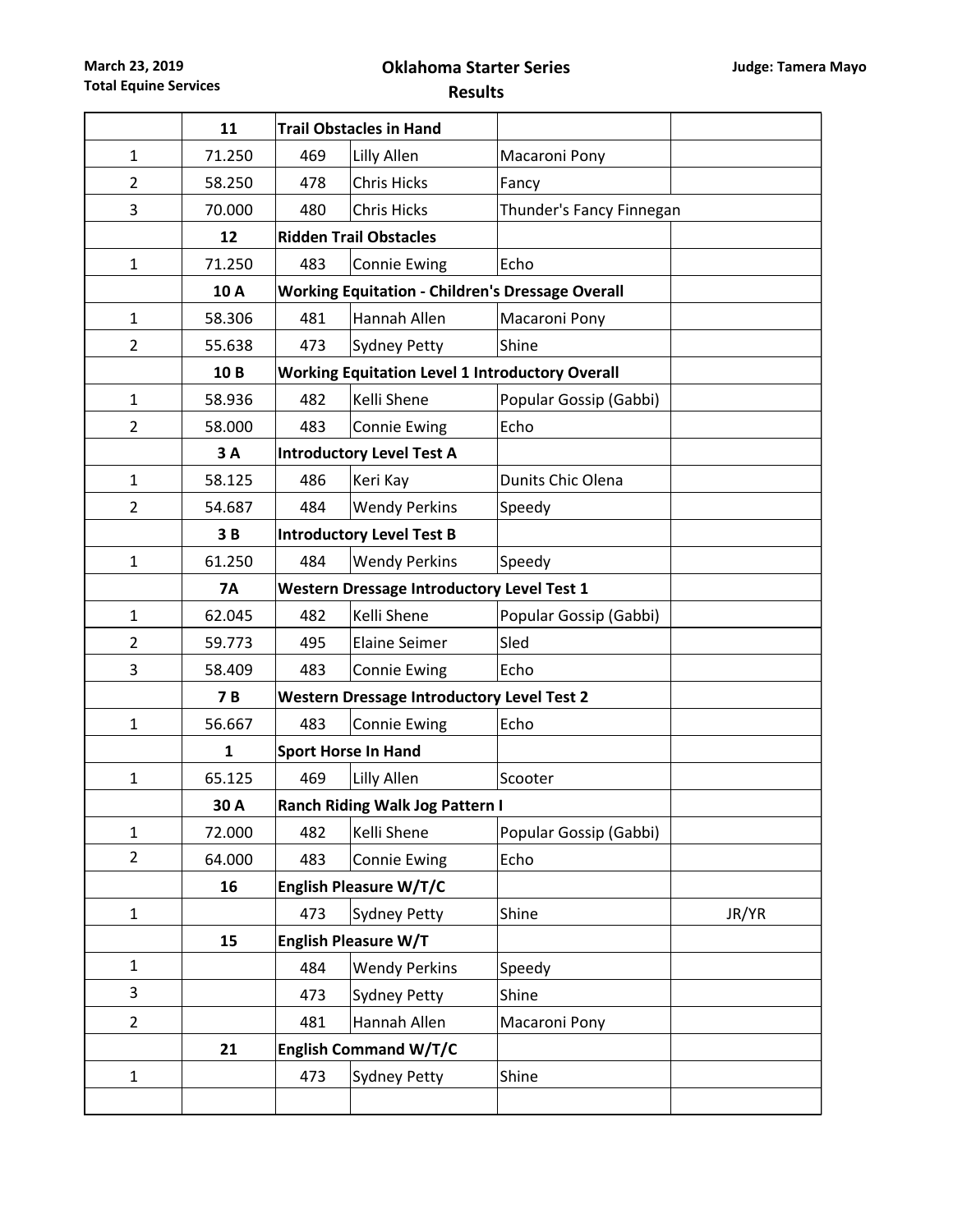March 23, 2019
Total Equine Services

# Oklahoma Starter Series
## Results

Judge: Tamera Mayo

| | | | | | |
|---|---|---|---|---|---|
| | **11** | **Trail Obstacles in Hand** | | | |
| 1 | 71.250 | 469 | Lilly Allen | Macaroni Pony | |
| 2 | 58.250 | 478 | Chris Hicks | Fancy | |
| 3 | 70.000 | 480 | Chris Hicks | Thunder's Fancy Finnegan | |
| | **12** | **Ridden Trail Obstacles** | | | |
| 1 | 71.250 | 483 | Connie Ewing | Echo | |
| | **10 A** | **Working Equitation - Children's Dressage Overall** | | | |
| 1 | 58.306 | 481 | Hannah Allen | Macaroni Pony | |
| 2 | 55.638 | 473 | Sydney Petty | Shine | |
| | **10 B** | **Working Equitation Level 1 Introductory Overall** | | | |
| 1 | 58.936 | 482 | Kelli Shene | Popular Gossip (Gabbi) | |
| 2 | 58.000 | 483 | Connie Ewing | Echo | |
| | **3 A** | **Introductory Level Test A** | | | |
| 1 | 58.125 | 486 | Keri Kay | Dunits Chic Olena | |
| 2 | 54.687 | 484 | Wendy Perkins | Speedy | |
| | **3 B** | **Introductory Level Test B** | | | |
| 1 | 61.250 | 484 | Wendy Perkins | Speedy | |
| | **7A** | **Western Dressage Introductory Level Test 1** | | | |
| 1 | 62.045 | 482 | Kelli Shene | Popular Gossip (Gabbi) | |
| 2 | 59.773 | 495 | Elaine Seimer | Sled | |
| 3 | 58.409 | 483 | Connie Ewing | Echo | |
| | **7 B** | **Western Dressage Introductory Level Test 2** | | | |
| 1 | 56.667 | 483 | Connie Ewing | Echo | |
| | **1** | **Sport Horse In Hand** | | | |
| 1 | 65.125 | 469 | Lilly Allen | Scooter | |
| | **30 A** | **Ranch Riding Walk Jog Pattern I** | | | |
| 1 | 72.000 | 482 | Kelli Shene | Popular Gossip (Gabbi) | |
| 2 | 64.000 | 483 | Connie Ewing | Echo | |
| | **16** | **English Pleasure W/T/C** | | | |
| 1 | | 473 | Sydney Petty | Shine | JR/YR |
| | **15** | **English Pleasure W/T** | | | |
| 1 | | 484 | Wendy Perkins | Speedy | |
| 3 | | 473 | Sydney Petty | Shine | |
| 2 | | 481 | Hannah Allen | Macaroni Pony | |
| | **21** | **English Command W/T/C** | | | |
| 1 | | 473 | Sydney Petty | Shine | |
| | | | | | |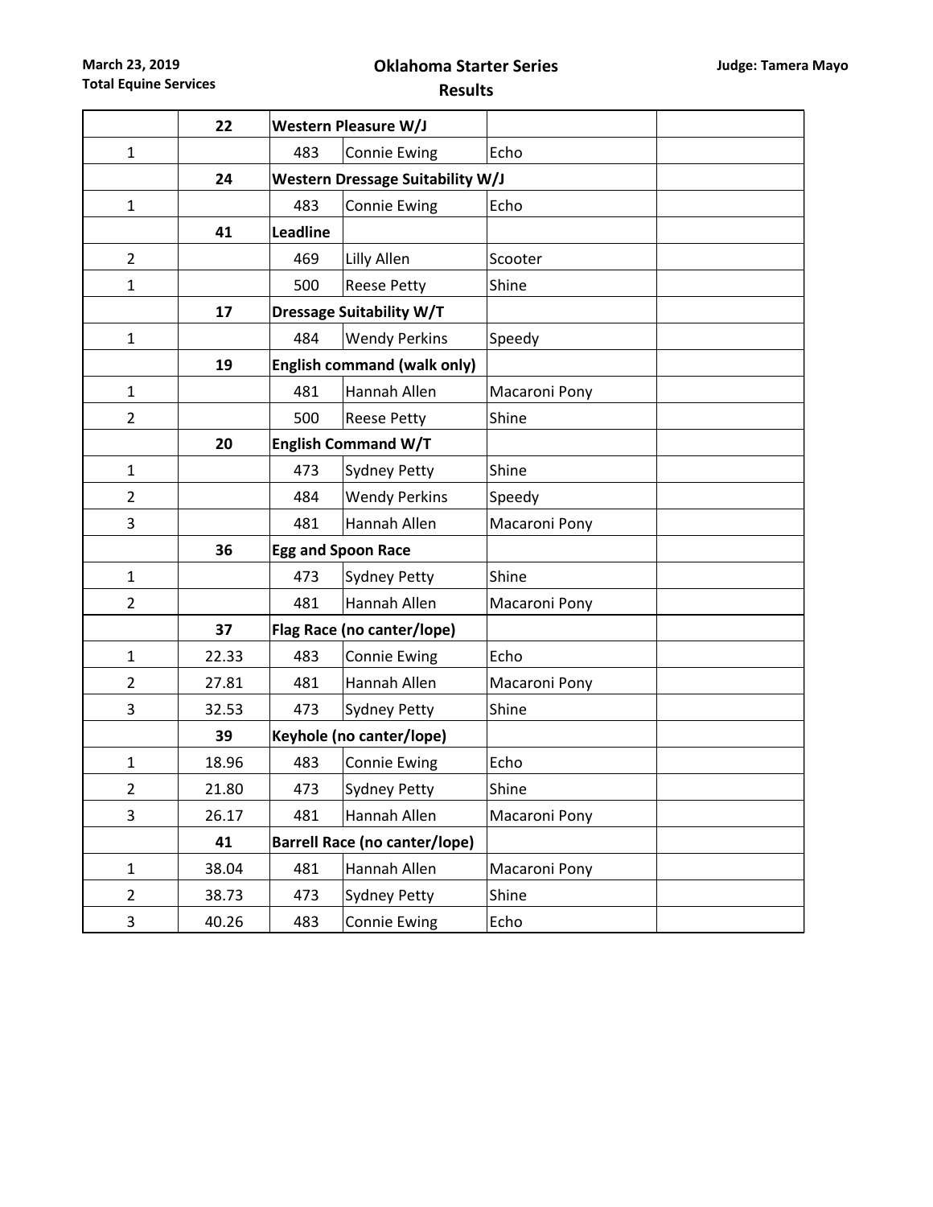March 23, 2019
Total Equine Services

**Oklahoma Starter Series**
**Results**

Judge: Tamera Mayo

| | | | | | |
|---|---|---|---|---|---|
| | **22** | **Western Pleasure W/J** | | | |
| 1 | | 483 | Connie Ewing | Echo | |
| | **24** | **Western Dressage Suitability W/J** | | | |
| 1 | | 483 | Connie Ewing | Echo | |
| | **41** | **Leadline** | | | |
| 2 | | 469 | Lilly Allen | Scooter | |
| 1 | | 500 | Reese Petty | Shine | |
| | **17** | **Dressage Suitability W/T** | | | |
| 1 | | 484 | Wendy Perkins | Speedy | |
| | **19** | **English command (walk only)** | | | |
| 1 | | 481 | Hannah Allen | Macaroni Pony | |
| 2 | | 500 | Reese Petty | Shine | |
| | **20** | **English Command W/T** | | | |
| 1 | | 473 | Sydney Petty | Shine | |
| 2 | | 484 | Wendy Perkins | Speedy | |
| 3 | | 481 | Hannah Allen | Macaroni Pony | |
| | **36** | **Egg and Spoon Race** | | | |
| 1 | | 473 | Sydney Petty | Shine | |
| 2 | | 481 | Hannah Allen | Macaroni Pony | |
| | **37** | **Flag Race (no canter/lope)** | | | |
| 1 | 22.33 | 483 | Connie Ewing | Echo | |
| 2 | 27.81 | 481 | Hannah Allen | Macaroni Pony | |
| 3 | 32.53 | 473 | Sydney Petty | Shine | |
| | **39** | **Keyhole (no canter/lope)** | | | |
| 1 | 18.96 | 483 | Connie Ewing | Echo | |
| 2 | 21.80 | 473 | Sydney Petty | Shine | |
| 3 | 26.17 | 481 | Hannah Allen | Macaroni Pony | |
| | **41** | **Barrell Race (no canter/lope)** | | | |
| 1 | 38.04 | 481 | Hannah Allen | Macaroni Pony | |
| 2 | 38.73 | 473 | Sydney Petty | Shine | |
| 3 | 40.26 | 483 | Connie Ewing | Echo | |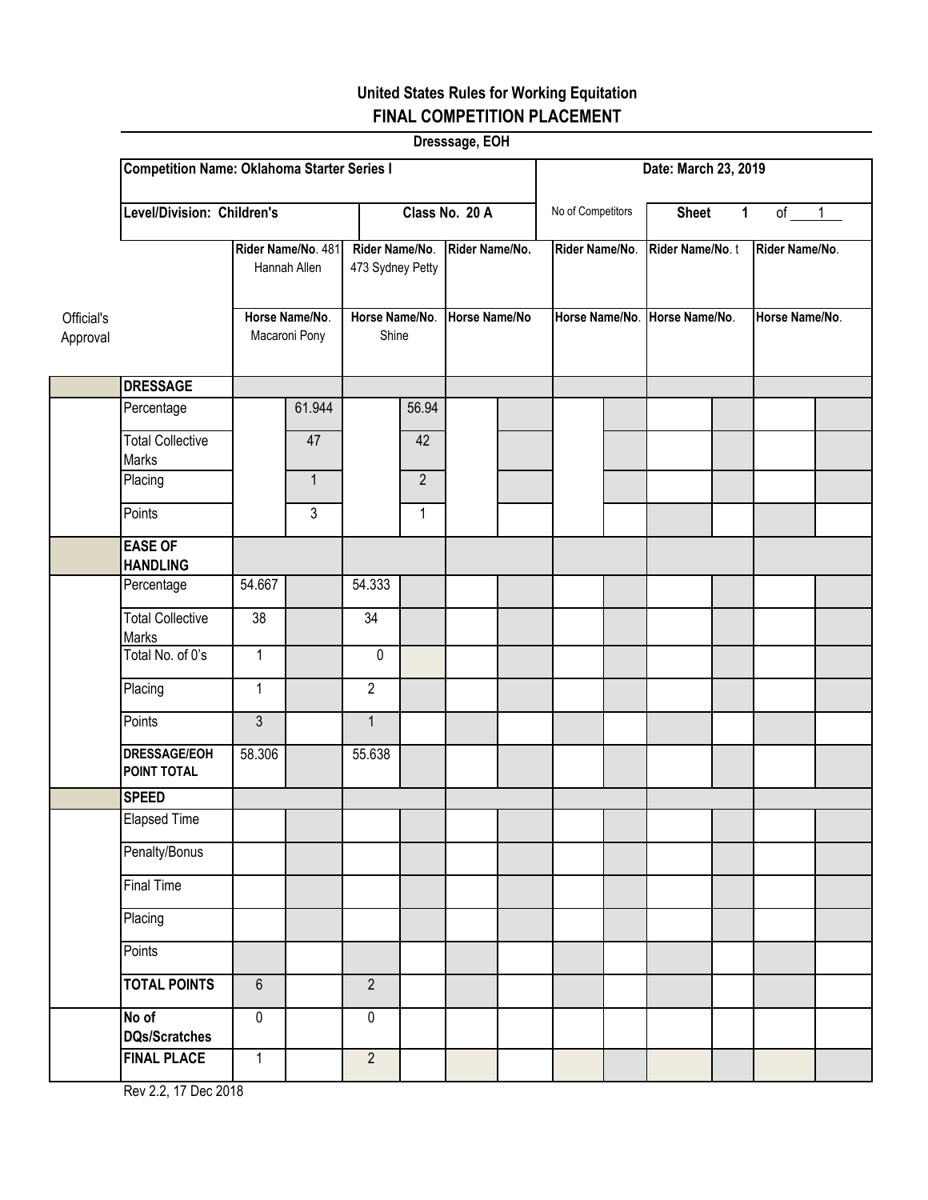## United States Rules for Working Equitation

## FINAL COMPETITION PLACEMENT

**Dresssage, EOH**

| Competition Name: Oklahoma Starter Series I | | | | Date: March 23, 2019 | |
|---|---|---|---|---|---|
| Level/Division: Children's | Class No. 20 A | | | No of Competitors | Sheet 1 of 1 |

| Official's Approval | | Rider Name/No. 481 Hannah Allen | | Rider Name/No. 473 Sydney Petty | | Rider Name/No. | | Rider Name/No. | | Rider Name/No. t | | Rider Name/No. | |
|---|---|---|---|---|---|---|---|---|---|---|---|---|---|
| | | Horse Name/No. Macaroni Pony | | Horse Name/No. Shine | | Horse Name/No | | Horse Name/No. | | Horse Name/No. | | Horse Name/No. | |
| | **DRESSAGE** | | | | | | | | | | | | |
| | Percentage | | 61.944 | | 56.94 | | | | | | | | |
| | Total Collective Marks | | 47 | | 42 | | | | | | | | |
| | Placing | | 1 | | 2 | | | | | | | | |
| | Points | | 3 | | 1 | | | | | | | | |
| | **EASE OF HANDLING** | | | | | | | | | | | | |
| | Percentage | 54.667 | | 54.333 | | | | | | | | | |
| | Total Collective Marks | 38 | | 34 | | | | | | | | | |
| | Total No. of 0's | 1 | | 0 | | | | | | | | | |
| | Placing | 1 | | 2 | | | | | | | | | |
| | Points | 3 | | 1 | | | | | | | | | |
| | **DRESSAGE/EOH POINT TOTAL** | 58.306 | | 55.638 | | | | | | | | | |
| | **SPEED** | | | | | | | | | | | | |
| | Elapsed Time | | | | | | | | | | | | |
| | Penalty/Bonus | | | | | | | | | | | | |
| | Final Time | | | | | | | | | | | | |
| | Placing | | | | | | | | | | | | |
| | Points | | | | | | | | | | | | |
| | **TOTAL POINTS** | 6 | | 2 | | | | | | | | | |
| | **No of DQs/Scratches** | 0 | | 0 | | | | | | | | | |
| | **FINAL PLACE** | 1 | | 2 | | | | | | | | | |

Rev 2.2, 17 Dec 2018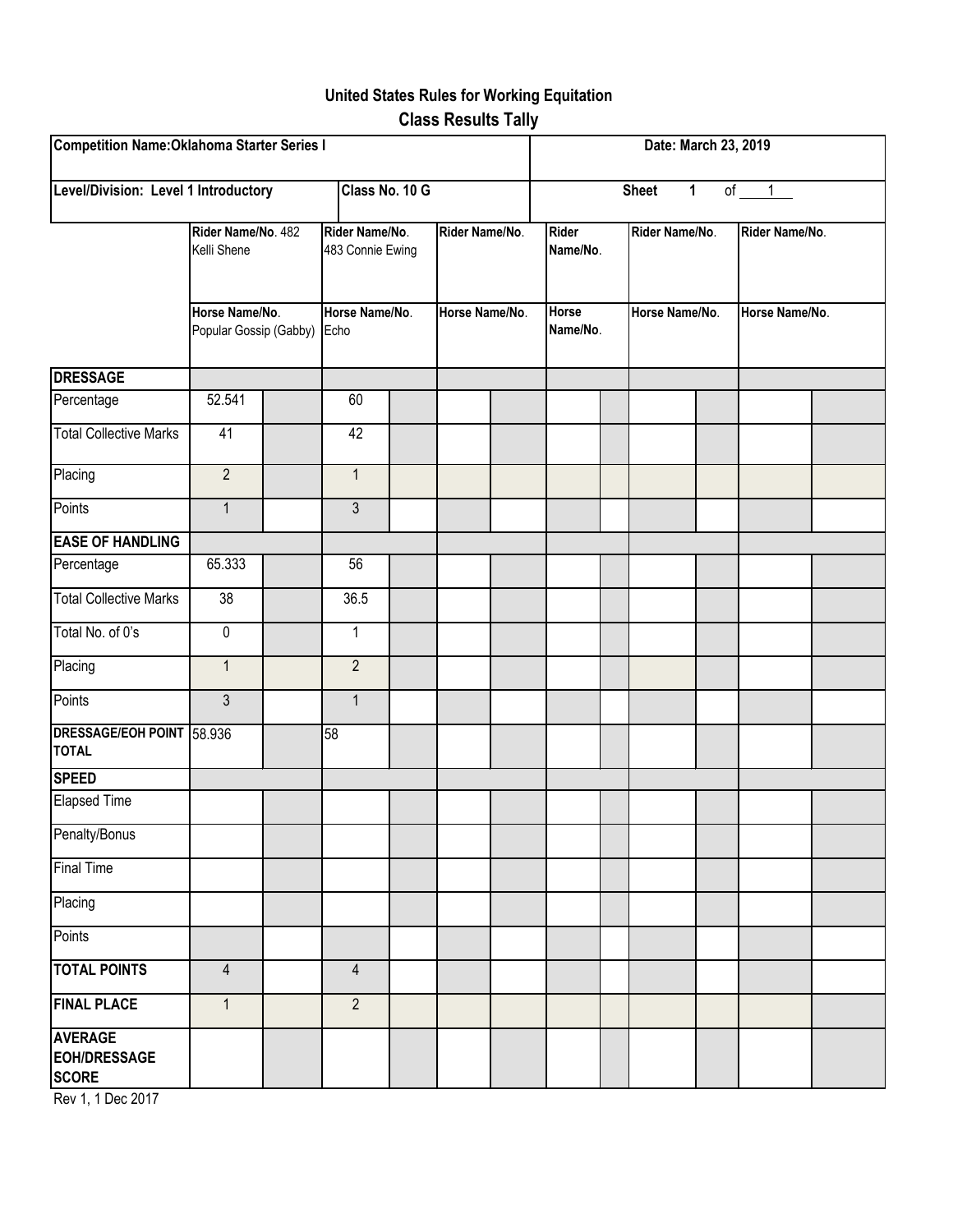**United States Rules for Working Equitation**

**Class Results Tally**

| **Competition Name: Oklahoma Starter Series I** | | **Date: March 23, 2019** |
|---|---|---|
| **Level/Division: Level 1 Introductory** | **Class No. 10 G** | **Sheet** 1 of 1 |

| | **Rider Name/No.** 482 Kelli Shene | | **Rider Name/No.** 483 Connie Ewing | | **Rider Name/No.** | | **Rider Name/No.** | | **Rider Name/No.** | | **Rider Name/No.** | |
|---|---|---|---|---|---|---|---|---|---|---|---|---|
| | **Horse Name/No.** Popular Gossip (Gabby) | | **Horse Name/No.** Echo | | **Horse Name/No.** | | **Horse Name/No.** | | **Horse Name/No.** | | **Horse Name/No.** | |
| **DRESSAGE** | | | | | | | | | | | | |
| Percentage | 52.541 | | 60 | | | | | | | | | |
| Total Collective Marks | 41 | | 42 | | | | | | | | | |
| Placing | 2 | | 1 | | | | | | | | | |
| Points | 1 | | 3 | | | | | | | | | |
| **EASE OF HANDLING** | | | | | | | | | | | | |
| Percentage | 65.333 | | 56 | | | | | | | | | |
| Total Collective Marks | 38 | | 36.5 | | | | | | | | | |
| Total No. of 0's | 0 | | 1 | | | | | | | | | |
| Placing | 1 | | 2 | | | | | | | | | |
| Points | 3 | | 1 | | | | | | | | | |
| **DRESSAGE/EOH POINT TOTAL** | 58.936 | | 58 | | | | | | | | | |
| **SPEED** | | | | | | | | | | | | |
| Elapsed Time | | | | | | | | | | | | |
| Penalty/Bonus | | | | | | | | | | | | |
| Final Time | | | | | | | | | | | | |
| Placing | | | | | | | | | | | | |
| Points | | | | | | | | | | | | |
| **TOTAL POINTS** | 4 | | 4 | | | | | | | | | |
| **FINAL PLACE** | 1 | | 2 | | | | | | | | | |
| **AVERAGE EOH/DRESSAGE SCORE** | | | | | | | | | | | | |

Rev 1, 1 Dec 2017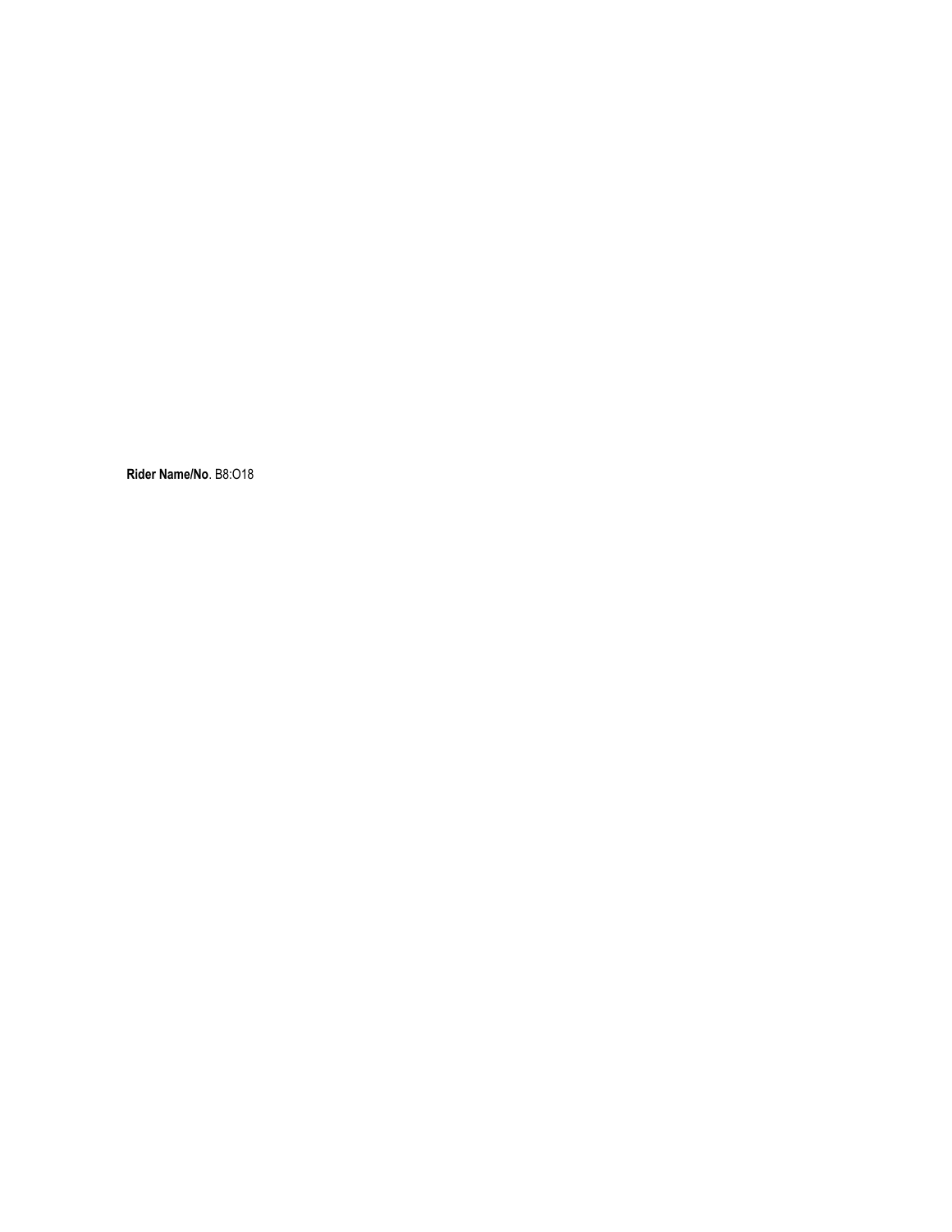**Rider Name/No**. B8:O18